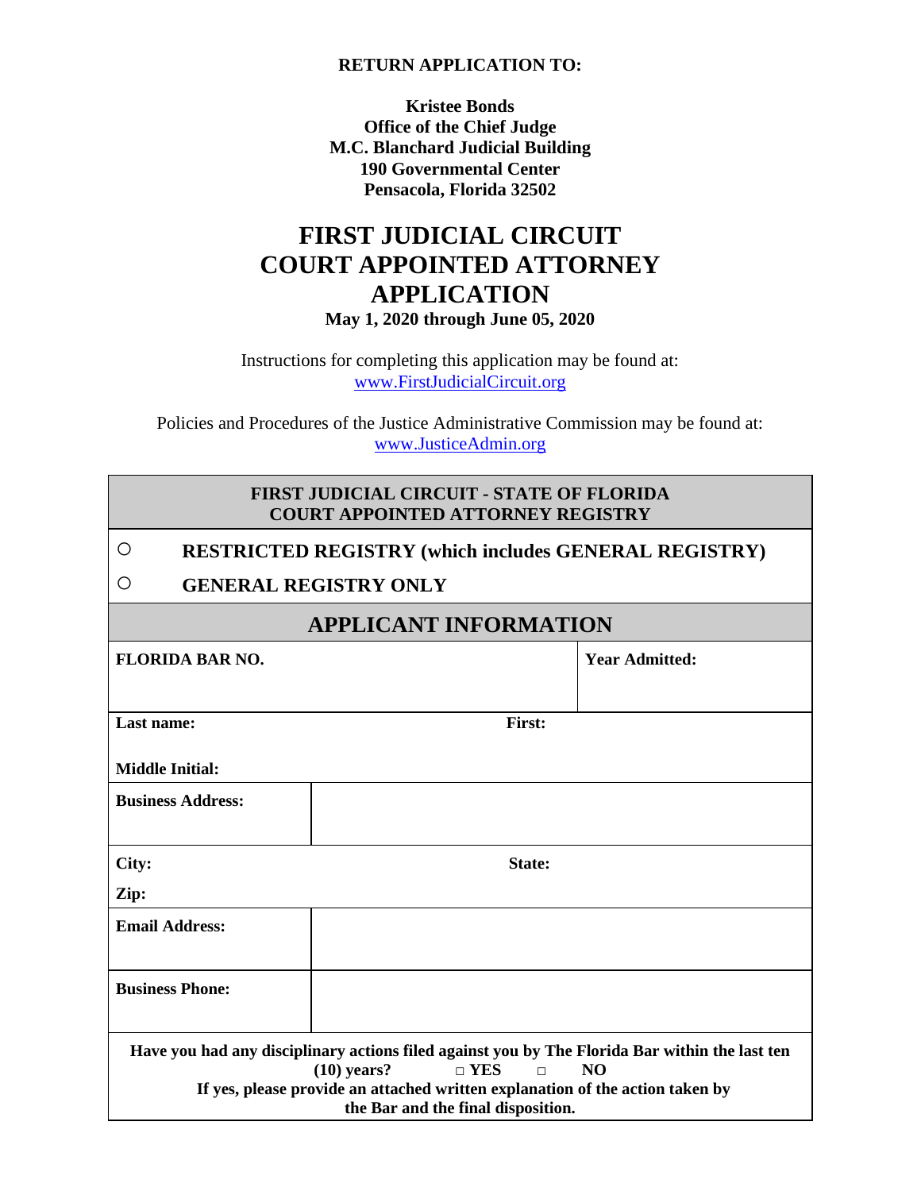**RETURN APPLICATION TO:**

**Kristee Bonds**
**Office of the Chief Judge**
**M.C. Blanchard Judicial Building**
**190 Governmental Center**
**Pensacola, Florida 32502**

# FIRST JUDICIAL CIRCUIT COURT APPOINTED ATTORNEY APPLICATION

**May 1, 2020 through June 05, 2020**

Instructions for completing this application may be found at:
www.FirstJudicialCircuit.org

Policies and Procedures of the Justice Administrative Commission may be found at:
www.JusticeAdmin.org

## FIRST JUDICIAL CIRCUIT - STATE OF FLORIDA COURT APPOINTED ATTORNEY REGISTRY

○ **RESTRICTED REGISTRY (which includes GENERAL REGISTRY)**

○ **GENERAL REGISTRY ONLY**

## APPLICANT INFORMATION

| **FLORIDA BAR NO.** | | **Year Admitted:** |
|---|---|---|
| **Last name:** | **First:** | |
| **Middle Initial:** | | |
| **Business Address:** | | |
| **City:** | **State:** | |
| **Zip:** | | |
| **Email Address:** | | |
| **Business Phone:** | | |

**Have you had any disciplinary actions filed against you by The Florida Bar within the last ten (10) years? □ YES □ NO**
**If yes, please provide an attached written explanation of the action taken by the Bar and the final disposition.**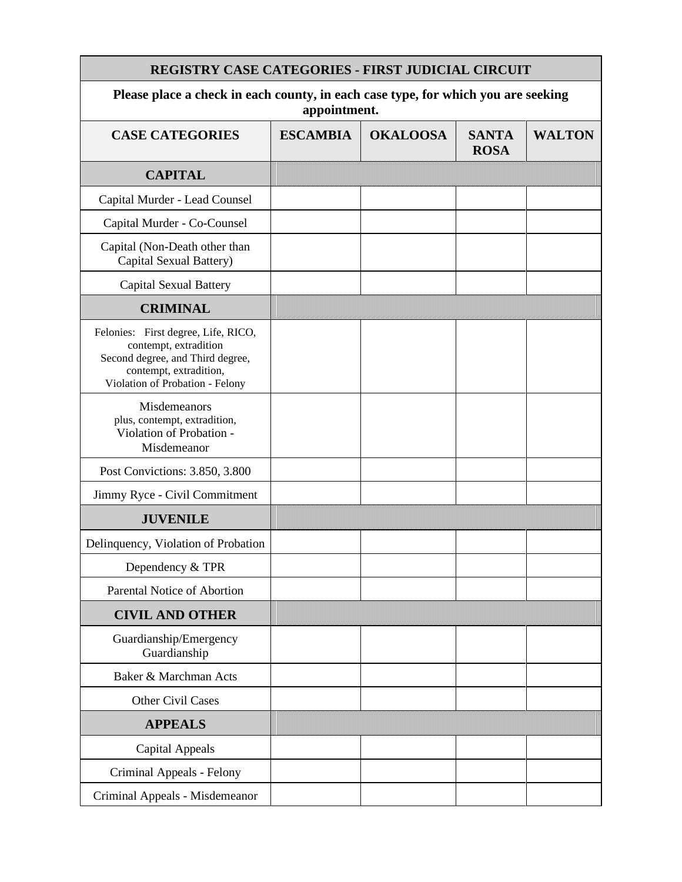| REGISTRY CASE CATEGORIES - FIRST JUDICIAL CIRCUIT | | | | |
|---|---|---|---|---|
| **Please place a check in each county, in each case type, for which you are seeking appointment.** | | | | |
| **CASE CATEGORIES** | **ESCAMBIA** | **OKALOOSA** | **SANTA ROSA** | **WALTON** |
| **CAPITAL** | | | | |
| Capital Murder - Lead Counsel | | | | |
| Capital Murder - Co-Counsel | | | | |
| Capital (Non-Death other than Capital Sexual Battery) | | | | |
| Capital Sexual Battery | | | | |
| **CRIMINAL** | | | | |
| Felonies: First degree, Life, RICO, contempt, extradition Second degree, and Third degree, contempt, extradition, Violation of Probation - Felony | | | | |
| Misdemeanors plus, contempt, extradition, Violation of Probation - Misdemeanor | | | | |
| Post Convictions: 3.850, 3.800 | | | | |
| Jimmy Ryce - Civil Commitment | | | | |
| **JUVENILE** | | | | |
| Delinquency, Violation of Probation | | | | |
| Dependency & TPR | | | | |
| Parental Notice of Abortion | | | | |
| **CIVIL AND OTHER** | | | | |
| Guardianship/Emergency Guardianship | | | | |
| Baker & Marchman Acts | | | | |
| Other Civil Cases | | | | |
| **APPEALS** | | | | |
| Capital Appeals | | | | |
| Criminal Appeals - Felony | | | | |
| Criminal Appeals - Misdemeanor | | | | |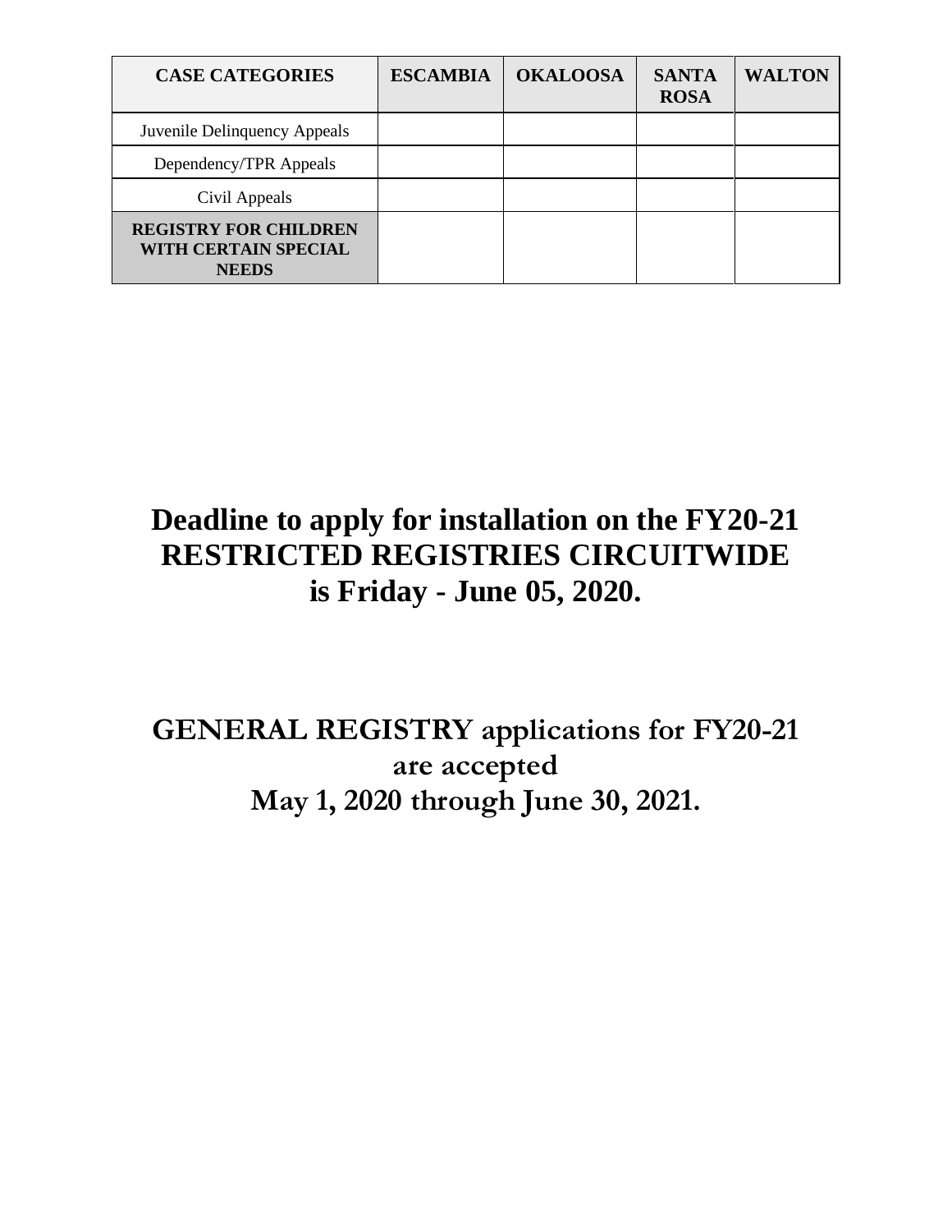| CASE CATEGORIES | ESCAMBIA | OKALOOSA | SANTA ROSA | WALTON |
|---|---|---|---|---|
| Juvenile Delinquency Appeals | | | | |
| Dependency/TPR Appeals | | | | |
| Civil Appeals | | | | |
| **REGISTRY FOR CHILDREN WITH CERTAIN SPECIAL NEEDS** | | | | |

**Deadline to apply for installation on the FY20-21 RESTRICTED REGISTRIES CIRCUITWIDE is Friday - June 05, 2020.**

**GENERAL REGISTRY applications for FY20-21 are accepted May 1, 2020 through June 30, 2021.**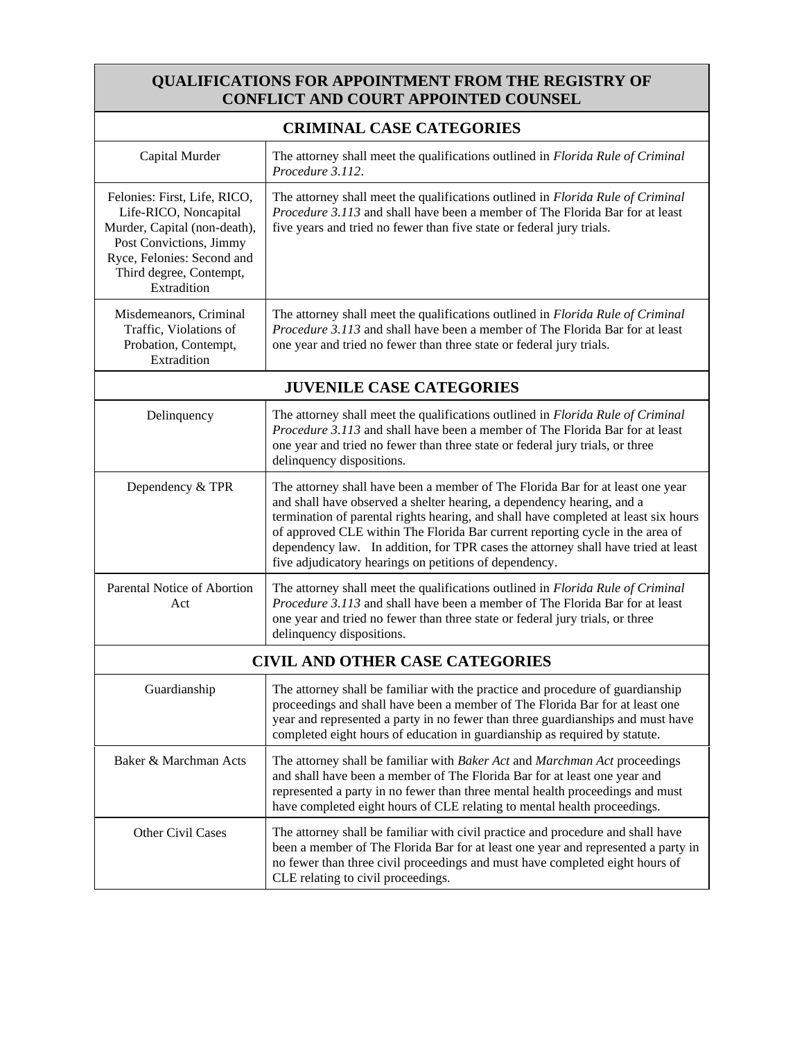| QUALIFICATIONS FOR APPOINTMENT FROM THE REGISTRY OF CONFLICT AND COURT APPOINTED COUNSEL | |
|---|---|
| **CRIMINAL CASE CATEGORIES** | |
| Capital Murder | The attorney shall meet the qualifications outlined in *Florida Rule of Criminal Procedure 3.112*. |
| Felonies: First, Life, RICO, Life-RICO, Noncapital Murder, Capital (non-death), Post Convictions, Jimmy Ryce, Felonies: Second and Third degree, Contempt, Extradition | The attorney shall meet the qualifications outlined in *Florida Rule of Criminal Procedure 3.113* and shall have been a member of The Florida Bar for at least five years and tried no fewer than five state or federal jury trials. |
| Misdemeanors, Criminal Traffic, Violations of Probation, Contempt, Extradition | The attorney shall meet the qualifications outlined in *Florida Rule of Criminal Procedure 3.113* and shall have been a member of The Florida Bar for at least one year and tried no fewer than three state or federal jury trials. |
| **JUVENILE CASE CATEGORIES** | |
| Delinquency | The attorney shall meet the qualifications outlined in *Florida Rule of Criminal Procedure 3.113* and shall have been a member of The Florida Bar for at least one year and tried no fewer than three state or federal jury trials, or three delinquency dispositions. |
| Dependency & TPR | The attorney shall have been a member of The Florida Bar for at least one year and shall have observed a shelter hearing, a dependency hearing, and a termination of parental rights hearing, and shall have completed at least six hours of approved CLE within The Florida Bar current reporting cycle in the area of dependency law. In addition, for TPR cases the attorney shall have tried at least five adjudicatory hearings on petitions of dependency. |
| Parental Notice of Abortion Act | The attorney shall meet the qualifications outlined in *Florida Rule of Criminal Procedure 3.113* and shall have been a member of The Florida Bar for at least one year and tried no fewer than three state or federal jury trials, or three delinquency dispositions. |
| **CIVIL AND OTHER CASE CATEGORIES** | |
| Guardianship | The attorney shall be familiar with the practice and procedure of guardianship proceedings and shall have been a member of The Florida Bar for at least one year and represented a party in no fewer than three guardianships and must have completed eight hours of education in guardianship as required by statute. |
| Baker & Marchman Acts | The attorney shall be familiar with *Baker Act* and *Marchman Act* proceedings and shall have been a member of The Florida Bar for at least one year and represented a party in no fewer than three mental health proceedings and must have completed eight hours of CLE relating to mental health proceedings. |
| Other Civil Cases | The attorney shall be familiar with civil practice and procedure and shall have been a member of The Florida Bar for at least one year and represented a party in no fewer than three civil proceedings and must have completed eight hours of CLE relating to civil proceedings. |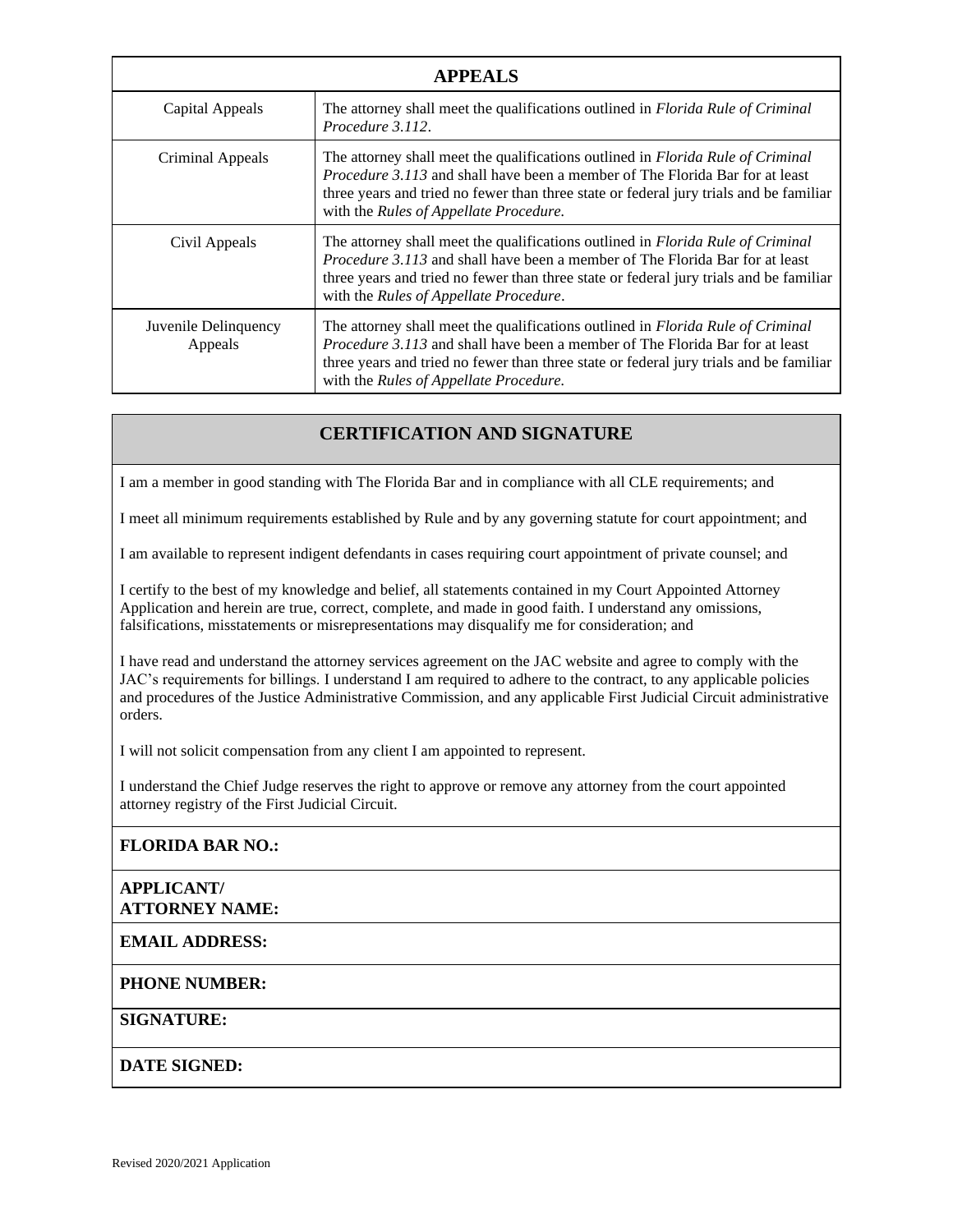| APPEALS | |
|---|---|
| Capital Appeals | The attorney shall meet the qualifications outlined in *Florida Rule of Criminal Procedure 3.112*. |
| Criminal Appeals | The attorney shall meet the qualifications outlined in *Florida Rule of Criminal Procedure 3.113* and shall have been a member of The Florida Bar for at least three years and tried no fewer than three state or federal jury trials and be familiar with the *Rules of Appellate Procedure.* |
| Civil Appeals | The attorney shall meet the qualifications outlined in *Florida Rule of Criminal Procedure 3.113* and shall have been a member of The Florida Bar for at least three years and tried no fewer than three state or federal jury trials and be familiar with the *Rules of Appellate Procedure*. |
| Juvenile Delinquency Appeals | The attorney shall meet the qualifications outlined in *Florida Rule of Criminal Procedure 3.113* and shall have been a member of The Florida Bar for at least three years and tried no fewer than three state or federal jury trials and be familiar with the *Rules of Appellate Procedure.* |

## CERTIFICATION AND SIGNATURE

I am a member in good standing with The Florida Bar and in compliance with all CLE requirements; and

I meet all minimum requirements established by Rule and by any governing statute for court appointment; and

I am available to represent indigent defendants in cases requiring court appointment of private counsel; and

I certify to the best of my knowledge and belief, all statements contained in my Court Appointed Attorney Application and herein are true, correct, complete, and made in good faith. I understand any omissions, falsifications, misstatements or misrepresentations may disqualify me for consideration; and

I have read and understand the attorney services agreement on the JAC website and agree to comply with the JAC's requirements for billings. I understand I am required to adhere to the contract, to any applicable policies and procedures of the Justice Administrative Commission, and any applicable First Judicial Circuit administrative orders.

I will not solicit compensation from any client I am appointed to represent.

I understand the Chief Judge reserves the right to approve or remove any attorney from the court appointed attorney registry of the First Judicial Circuit.

**FLORIDA BAR NO.:**

**APPLICANT/ ATTORNEY NAME:**

**EMAIL ADDRESS:**

**PHONE NUMBER:**

**SIGNATURE:**

**DATE SIGNED:**

Revised 2020/2021 Application